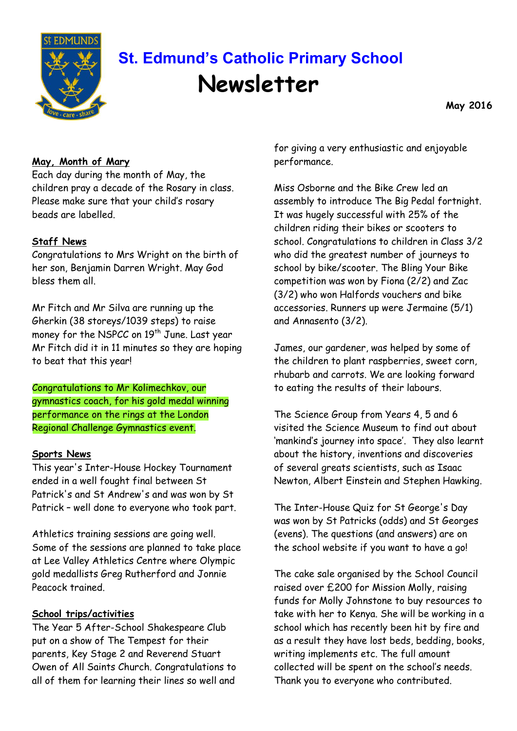# St. Edmund's Catholic Primary School

# Newsletter

**May 2016**

**May, Month of Mary**

Each day during the month of May, the children pray a decade of the Rosary in class. Please make sure that your child's rosary beads are labelled.

**Staff News**

Congratulations to Mrs Wright on the birth of her son, Benjamin Darren Wright. May God bless them all.

Mr Fitch and Mr Silva are running up the Gherkin (38 storeys/1039 steps) to raise money for the NSPCC on 19th June. Last year Mr Fitch did it in 11 minutes so they are hoping to beat that this year!

Congratulations to Mr Kolimechkov, our gymnastics coach, for his gold medal winning performance on the rings at the London Regional Challenge Gymnastics event.

**Sports News**

This year's Inter-House Hockey Tournament ended in a well fought final between St Patrick's and St Andrew's and was won by St Patrick – well done to everyone who took part.

Athletics training sessions are going well. Some of the sessions are planned to take place at Lee Valley Athletics Centre where Olympic gold medallists Greg Rutherford and Jonnie Peacock trained.

**School trips/activities**

The Year 5 After-School Shakespeare Club put on a show of The Tempest for their parents, Key Stage 2 and Reverend Stuart Owen of All Saints Church. Congratulations to all of them for learning their lines so well and for giving a very enthusiastic and enjoyable performance.

Miss Osborne and the Bike Crew led an assembly to introduce The Big Pedal fortnight. It was hugely successful with 25% of the children riding their bikes or scooters to school. Congratulations to children in Class 3/2 who did the greatest number of journeys to school by bike/scooter. The Bling Your Bike competition was won by Fiona (2/2) and Zac (3/2) who won Halfords vouchers and bike accessories. Runners up were Jermaine (5/1) and Annasento (3/2).

James, our gardener, was helped by some of the children to plant raspberries, sweet corn, rhubarb and carrots. We are looking forward to eating the results of their labours.

The Science Group from Years 4, 5 and 6 visited the Science Museum to find out about 'mankind's journey into space'. They also learnt about the history, inventions and discoveries of several greats scientists, such as Isaac Newton, Albert Einstein and Stephen Hawking.

The Inter-House Quiz for St George's Day was won by St Patricks (odds) and St Georges (evens). The questions (and answers) are on the school website if you want to have a go!

The cake sale organised by the School Council raised over £200 for Mission Molly, raising funds for Molly Johnstone to buy resources to take with her to Kenya. She will be working in a school which has recently been hit by fire and as a result they have lost beds, bedding, books, writing implements etc. The full amount collected will be spent on the school's needs. Thank you to everyone who contributed.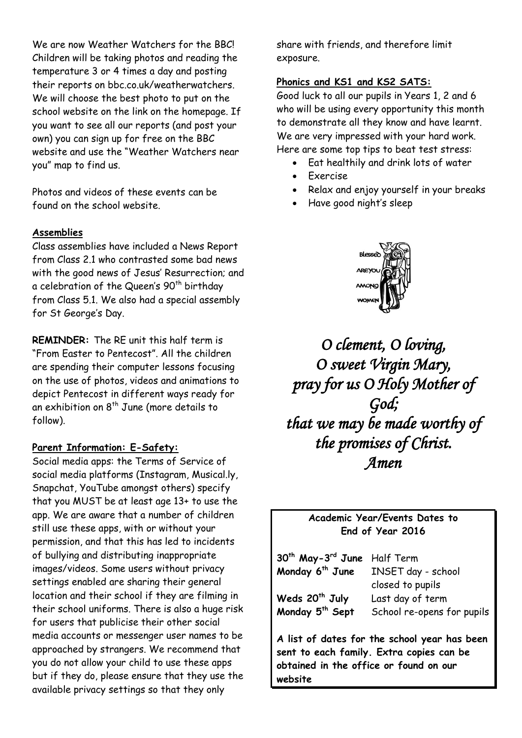We are now Weather Watchers for the BBC! Children will be taking photos and reading the temperature 3 or 4 times a day and posting their reports on bbc.co.uk/weatherwatchers. We will choose the best photo to put on the school website on the link on the homepage. If you want to see all our reports (and post your own) you can sign up for free on the BBC website and use the "Weather Watchers near you" map to find us.

Photos and videos of these events can be found on the school website.

**Assemblies**

Class assemblies have included a News Report from Class 2.1 who contrasted some bad news with the good news of Jesus' Resurrection; and a celebration of the Queen's 90th birthday from Class 5.1. We also had a special assembly for St George's Day.

**REMINDER:** The RE unit this half term is "From Easter to Pentecost". All the children are spending their computer lessons focusing on the use of photos, videos and animations to depict Pentecost in different ways ready for an exhibition on 8th June (more details to follow).

**Parent Information: E-Safety:**

Social media apps: the Terms of Service of social media platforms (Instagram, Musical.ly, Snapchat, YouTube amongst others) specify that you MUST be at least age 13+ to use the app. We are aware that a number of children still use these apps, with or without your permission, and that this has led to incidents of bullying and distributing inappropriate images/videos. Some users without privacy settings enabled are sharing their general location and their school if they are filming in their school uniforms. There is also a huge risk for users that publicise their other social media accounts or messenger user names to be approached by strangers. We recommend that you do not allow your child to use these apps but if they do, please ensure that they use the available privacy settings so that they only share with friends, and therefore limit exposure.

**Phonics and KS1 and KS2 SATS:**

Good luck to all our pupils in Years 1, 2 and 6 who will be using every opportunity this month to demonstrate all they know and have learnt. We are very impressed with your hard work. Here are some top tips to beat test stress:

- Eat healthily and drink lots of water
- Exercise
- Relax and enjoy yourself in your breaks
- Have good night's sleep

*O clement, O loving,*
*O sweet Virgin Mary,*
*pray for us O Holy Mother of God;*
*that we may be made worthy of the promises of Christ.*
*Amen*

**Academic Year/Events Dates to End of Year 2016**

| | |
|---|---|
| **30th May-3rd June** | Half Term |
| **Monday 6th June** | INSET day - school closed to pupils |
| **Weds 20th July** | Last day of term |
| **Monday 5th Sept** | School re-opens for pupils |

**A list of dates for the school year has been sent to each family. Extra copies can be obtained in the office or found on our website**